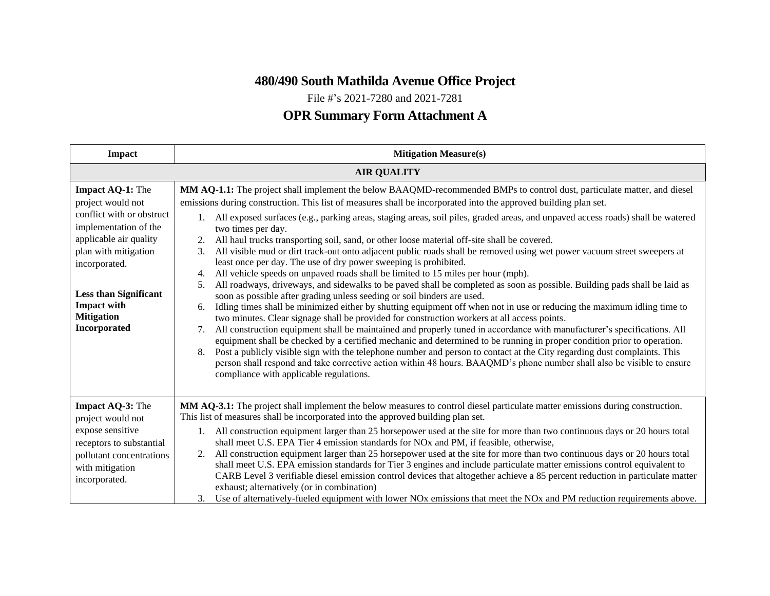# 480/490 South Mathilda Avenue Office Project

File #'s 2021-7280 and 2021-7281

## OPR Summary Form Attachment A

| Impact | Mitigation Measure(s) |
|---|---|
| **AIR QUALITY** | |
| **Impact AQ-1:** The project would not conflict with or obstruct implementation of the applicable air quality plan with mitigation incorporated.<br><br>**Less than Significant Impact with Mitigation Incorporated** | **MM AQ-1.1:** The project shall implement the below BAAQMD-recommended BMPs to control dust, particulate matter, and diesel emissions during construction. This list of measures shall be incorporated into the approved building plan set.<br>1. All exposed surfaces (e.g., parking areas, staging areas, soil piles, graded areas, and unpaved access roads) shall be watered two times per day.<br>2. All haul trucks transporting soil, sand, or other loose material off-site shall be covered.<br>3. All visible mud or dirt track-out onto adjacent public roads shall be removed using wet power vacuum street sweepers at least once per day. The use of dry power sweeping is prohibited.<br>4. All vehicle speeds on unpaved roads shall be limited to 15 miles per hour (mph).<br>5. All roadways, driveways, and sidewalks to be paved shall be completed as soon as possible. Building pads shall be laid as soon as possible after grading unless seeding or soil binders are used.<br>6. Idling times shall be minimized either by shutting equipment off when not in use or reducing the maximum idling time to two minutes. Clear signage shall be provided for construction workers at all access points.<br>7. All construction equipment shall be maintained and properly tuned in accordance with manufacturer's specifications. All equipment shall be checked by a certified mechanic and determined to be running in proper condition prior to operation.<br>8. Post a publicly visible sign with the telephone number and person to contact at the City regarding dust complaints. This person shall respond and take corrective action within 48 hours. BAAQMD's phone number shall also be visible to ensure compliance with applicable regulations. |
| **Impact AQ-3:** The project would not expose sensitive receptors to substantial pollutant concentrations with mitigation incorporated. | **MM AQ-3.1:** The project shall implement the below measures to control diesel particulate matter emissions during construction. This list of measures shall be incorporated into the approved building plan set.<br>1. All construction equipment larger than 25 horsepower used at the site for more than two continuous days or 20 hours total shall meet U.S. EPA Tier 4 emission standards for $NO_x$ and PM, if feasible, otherwise,<br>2. All construction equipment larger than 25 horsepower used at the site for more than two continuous days or 20 hours total shall meet U.S. EPA emission standards for Tier 3 engines and include particulate matter emissions control equivalent to CARB Level 3 verifiable diesel emission control devices that altogether achieve a 85 percent reduction in particulate matter exhaust; alternatively (or in combination)<br>3. Use of alternatively-fueled equipment with lower $NO_x$ emissions that meet the $NO_x$ and PM reduction requirements above. |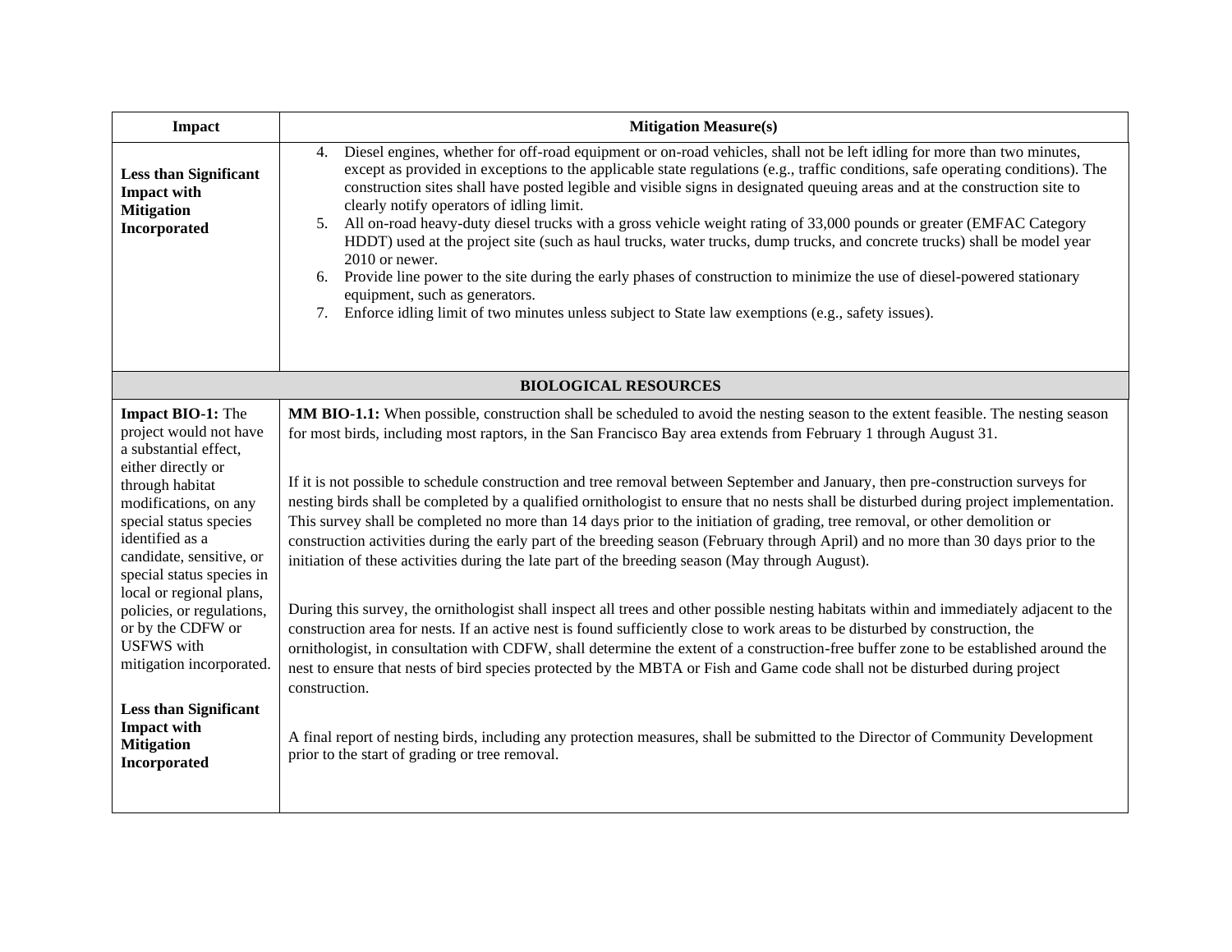| Impact | Mitigation Measure(s) |
|---|---|
| **Less than Significant Impact with Mitigation Incorporated** | 4. Diesel engines, whether for off-road equipment or on-road vehicles, shall not be left idling for more than two minutes, except as provided in exceptions to the applicable state regulations (e.g., traffic conditions, safe operating conditions). The construction sites shall have posted legible and visible signs in designated queuing areas and at the construction site to clearly notify operators of idling limit.<br>5. All on-road heavy-duty diesel trucks with a gross vehicle weight rating of 33,000 pounds or greater (EMFAC Category HDDT) used at the project site (such as haul trucks, water trucks, dump trucks, and concrete trucks) shall be model year 2010 or newer.<br>6. Provide line power to the site during the early phases of construction to minimize the use of diesel-powered stationary equipment, such as generators.<br>7. Enforce idling limit of two minutes unless subject to State law exemptions (e.g., safety issues). |
| **BIOLOGICAL RESOURCES** | |
| **Impact BIO-1:** The project would not have a substantial effect, either directly or through habitat modifications, on any special status species identified as a candidate, sensitive, or special status species in local or regional plans, policies, or regulations, or by the CDFW or USFWS with mitigation incorporated.<br><br>**Less than Significant Impact with Mitigation Incorporated** | **MM BIO-1.1:** When possible, construction shall be scheduled to avoid the nesting season to the extent feasible. The nesting season for most birds, including most raptors, in the San Francisco Bay area extends from February 1 through August 31.<br><br>If it is not possible to schedule construction and tree removal between September and January, then pre-construction surveys for nesting birds shall be completed by a qualified ornithologist to ensure that no nests shall be disturbed during project implementation. This survey shall be completed no more than 14 days prior to the initiation of grading, tree removal, or other demolition or construction activities during the early part of the breeding season (February through April) and no more than 30 days prior to the initiation of these activities during the late part of the breeding season (May through August).<br><br>During this survey, the ornithologist shall inspect all trees and other possible nesting habitats within and immediately adjacent to the construction area for nests. If an active nest is found sufficiently close to work areas to be disturbed by construction, the ornithologist, in consultation with CDFW, shall determine the extent of a construction-free buffer zone to be established around the nest to ensure that nests of bird species protected by the MBTA or Fish and Game code shall not be disturbed during project construction.<br><br>A final report of nesting birds, including any protection measures, shall be submitted to the Director of Community Development prior to the start of grading or tree removal. |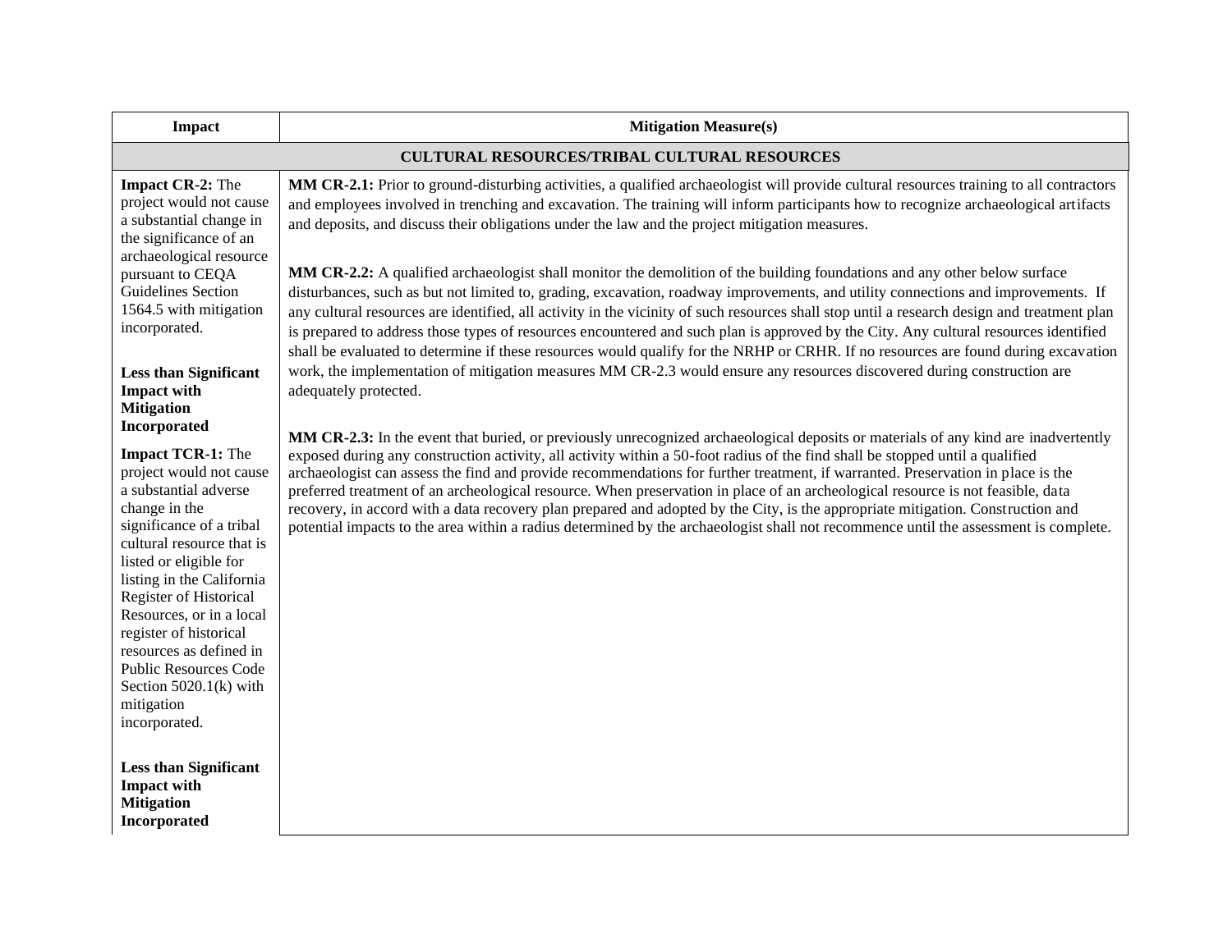| Impact | Mitigation Measure(s) |
|---|---|
| **CULTURAL RESOURCES/TRIBAL CULTURAL RESOURCES** | |
| **Impact CR-2:** The project would not cause a substantial change in the significance of an archaeological resource pursuant to CEQA Guidelines Section 1564.5 with mitigation incorporated.<br><br>**Less than Significant Impact with Mitigation Incorporated**<br><br>**Impact TCR-1:** The project would not cause a substantial adverse change in the significance of a tribal cultural resource that is listed or eligible for listing in the California Register of Historical Resources, or in a local register of historical resources as defined in Public Resources Code Section 5020.1(k) with mitigation incorporated.<br><br>**Less than Significant Impact with Mitigation Incorporated** | **MM CR-2.1:** Prior to ground-disturbing activities, a qualified archaeologist will provide cultural resources training to all contractors and employees involved in trenching and excavation. The training will inform participants how to recognize archaeological artifacts and deposits, and discuss their obligations under the law and the project mitigation measures.<br><br>**MM CR-2.2:** A qualified archaeologist shall monitor the demolition of the building foundations and any other below surface disturbances, such as but not limited to, grading, excavation, roadway improvements, and utility connections and improvements. If any cultural resources are identified, all activity in the vicinity of such resources shall stop until a research design and treatment plan is prepared to address those types of resources encountered and such plan is approved by the City. Any cultural resources identified shall be evaluated to determine if these resources would qualify for the NRHP or CRHR. If no resources are found during excavation work, the implementation of mitigation measures MM CR-2.3 would ensure any resources discovered during construction are adequately protected.<br><br>**MM CR-2.3:** In the event that buried, or previously unrecognized archaeological deposits or materials of any kind are inadvertently exposed during any construction activity, all activity within a 50-foot radius of the find shall be stopped until a qualified archaeologist can assess the find and provide recommendations for further treatment, if warranted. Preservation in place is the preferred treatment of an archeological resource. When preservation in place of an archeological resource is not feasible, data recovery, in accord with a data recovery plan prepared and adopted by the City, is the appropriate mitigation. Construction and potential impacts to the area within a radius determined by the archaeologist shall not recommence until the assessment is complete. |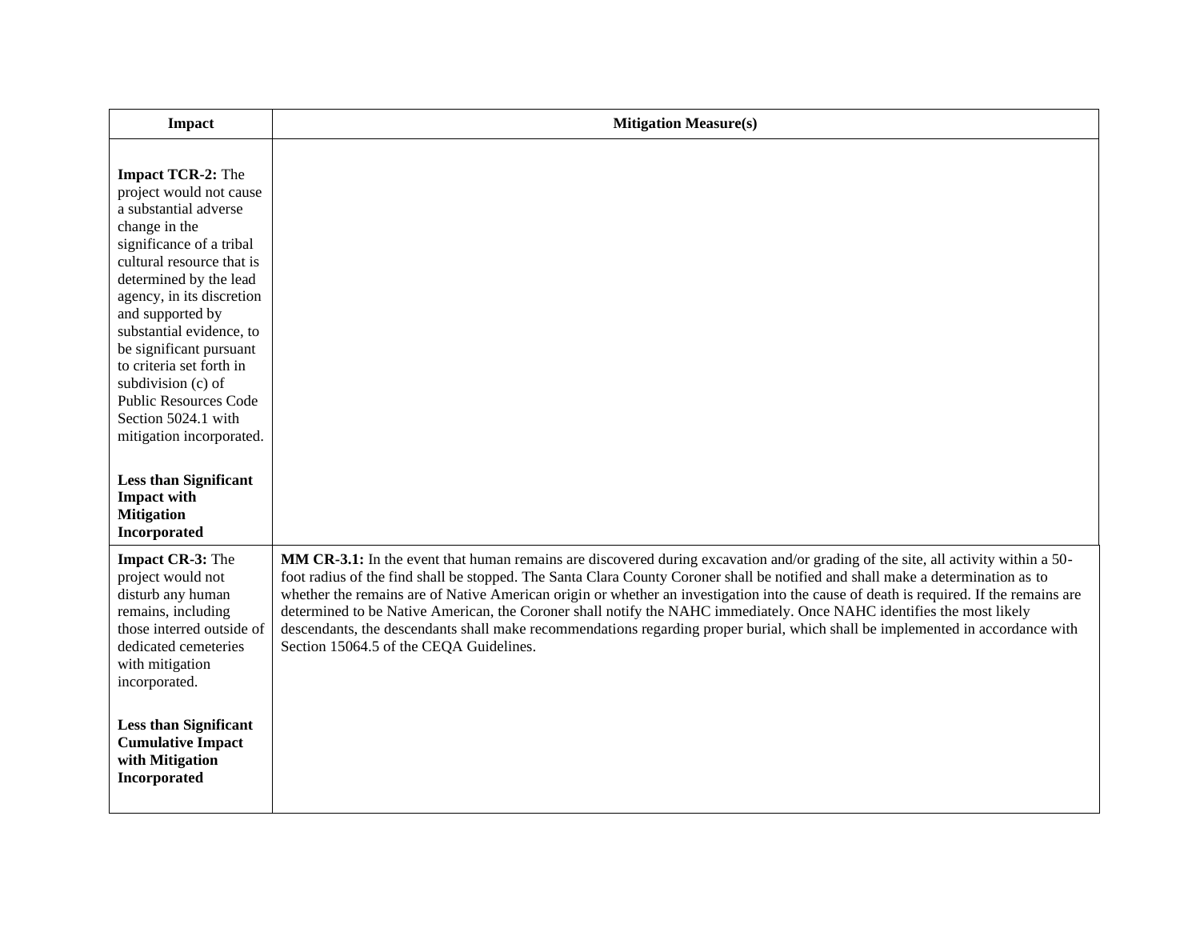| Impact | Mitigation Measure(s) |
|---|---|
| **Impact TCR-2:** The project would not cause a substantial adverse change in the significance of a tribal cultural resource that is determined by the lead agency, in its discretion and supported by substantial evidence, to be significant pursuant to criteria set forth in subdivision (c) of Public Resources Code Section 5024.1 with mitigation incorporated.<br><br>**Less than Significant Impact with Mitigation Incorporated** | |
| **Impact CR-3:** The project would not disturb any human remains, including those interred outside of dedicated cemeteries with mitigation incorporated.<br><br>**Less than Significant Cumulative Impact with Mitigation Incorporated** | **MM CR-3.1:** In the event that human remains are discovered during excavation and/or grading of the site, all activity within a 50-foot radius of the find shall be stopped. The Santa Clara County Coroner shall be notified and shall make a determination as to whether the remains are of Native American origin or whether an investigation into the cause of death is required. If the remains are determined to be Native American, the Coroner shall notify the NAHC immediately. Once NAHC identifies the most likely descendants, the descendants shall make recommendations regarding proper burial, which shall be implemented in accordance with Section 15064.5 of the CEQA Guidelines. |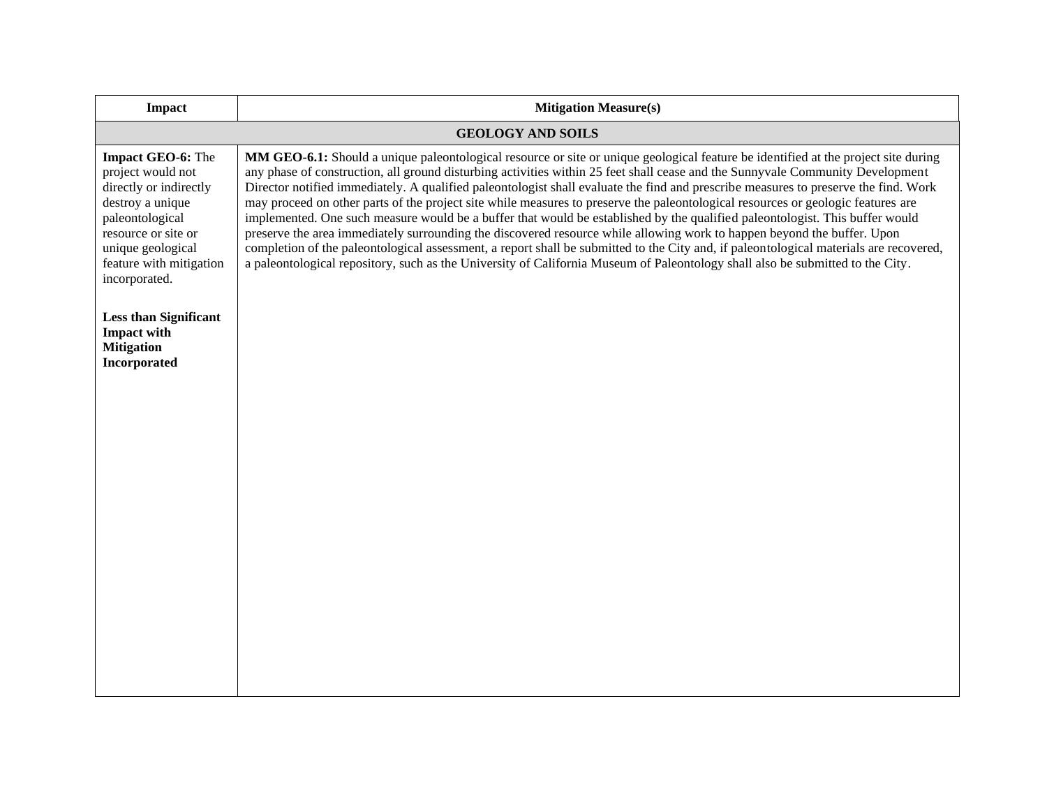| Impact | Mitigation Measure(s) |
|---|---|
| **GEOLOGY AND SOILS** | |
| **Impact GEO-6:** The project would not directly or indirectly destroy a unique paleontological resource or site or unique geological feature with mitigation incorporated.<br><br>**Less than Significant Impact with Mitigation Incorporated** | **MM GEO-6.1:** Should a unique paleontological resource or site or unique geological feature be identified at the project site during any phase of construction, all ground disturbing activities within 25 feet shall cease and the Sunnyvale Community Development Director notified immediately. A qualified paleontologist shall evaluate the find and prescribe measures to preserve the find. Work may proceed on other parts of the project site while measures to preserve the paleontological resources or geologic features are implemented. One such measure would be a buffer that would be established by the qualified paleontologist. This buffer would preserve the area immediately surrounding the discovered resource while allowing work to happen beyond the buffer. Upon completion of the paleontological assessment, a report shall be submitted to the City and, if paleontological materials are recovered, a paleontological repository, such as the University of California Museum of Paleontology shall also be submitted to the City. |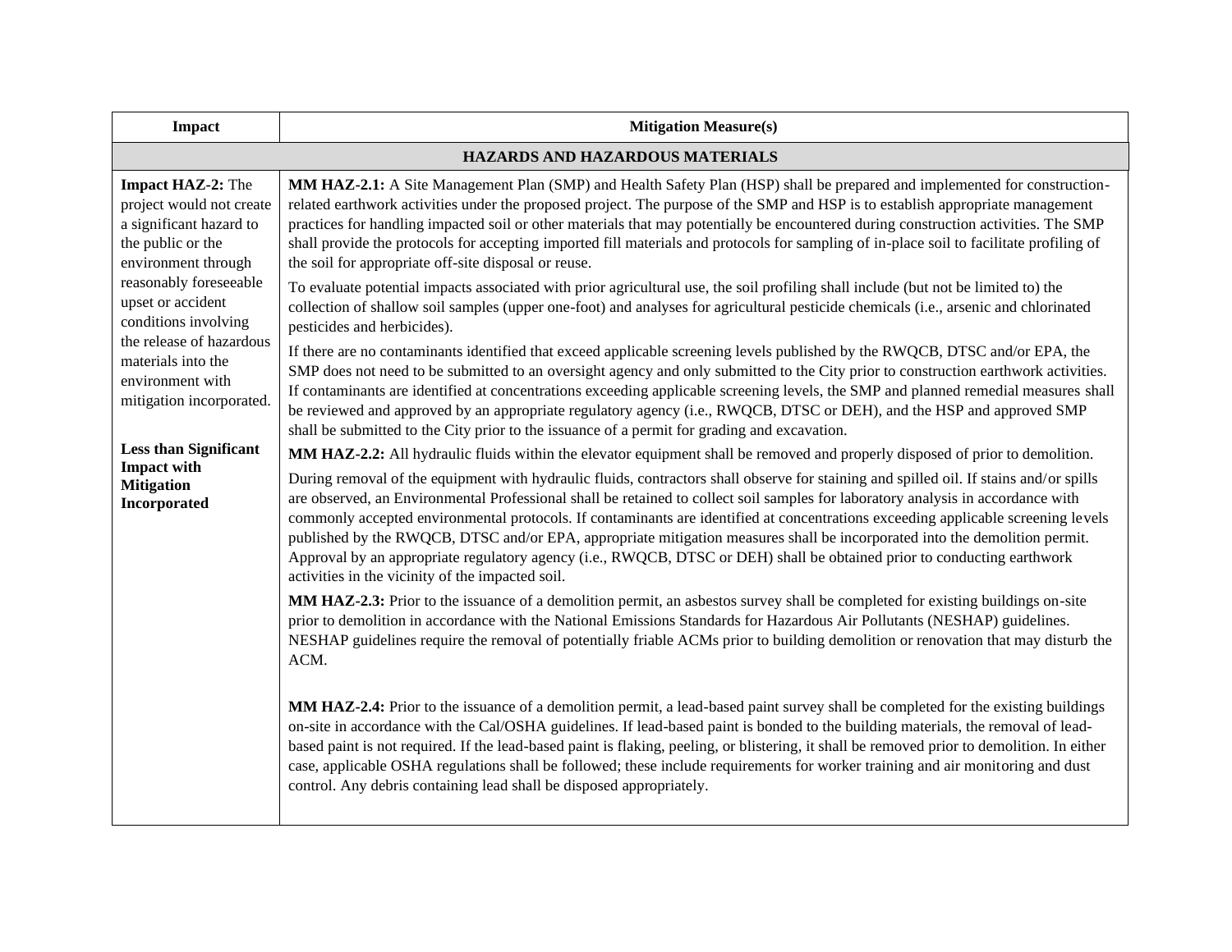| Impact | Mitigation Measure(s) |
|---|---|
| **HAZARDS AND HAZARDOUS MATERIALS** | |
| **Impact HAZ-2:** The project would not create a significant hazard to the public or the environment through reasonably foreseeable upset or accident conditions involving the release of hazardous materials into the environment with mitigation incorporated.<br><br>**Less than Significant Impact with Mitigation Incorporated** | **MM HAZ-2.1:** A Site Management Plan (SMP) and Health Safety Plan (HSP) shall be prepared and implemented for construction-related earthwork activities under the proposed project. The purpose of the SMP and HSP is to establish appropriate management practices for handling impacted soil or other materials that may potentially be encountered during construction activities. The SMP shall provide the protocols for accepting imported fill materials and protocols for sampling of in-place soil to facilitate profiling of the soil for appropriate off-site disposal or reuse.<br><br>To evaluate potential impacts associated with prior agricultural use, the soil profiling shall include (but not be limited to) the collection of shallow soil samples (upper one-foot) and analyses for agricultural pesticide chemicals (i.e., arsenic and chlorinated pesticides and herbicides).<br><br>If there are no contaminants identified that exceed applicable screening levels published by the RWQCB, DTSC and/or EPA, the SMP does not need to be submitted to an oversight agency and only submitted to the City prior to construction earthwork activities. If contaminants are identified at concentrations exceeding applicable screening levels, the SMP and planned remedial measures shall be reviewed and approved by an appropriate regulatory agency (i.e., RWQCB, DTSC or DEH), and the HSP and approved SMP shall be submitted to the City prior to the issuance of a permit for grading and excavation.<br><br>**MM HAZ-2.2:** All hydraulic fluids within the elevator equipment shall be removed and properly disposed of prior to demolition.<br><br>During removal of the equipment with hydraulic fluids, contractors shall observe for staining and spilled oil. If stains and/or spills are observed, an Environmental Professional shall be retained to collect soil samples for laboratory analysis in accordance with commonly accepted environmental protocols. If contaminants are identified at concentrations exceeding applicable screening levels published by the RWQCB, DTSC and/or EPA, appropriate mitigation measures shall be incorporated into the demolition permit. Approval by an appropriate regulatory agency (i.e., RWQCB, DTSC or DEH) shall be obtained prior to conducting earthwork activities in the vicinity of the impacted soil.<br><br>**MM HAZ-2.3:** Prior to the issuance of a demolition permit, an asbestos survey shall be completed for existing buildings on-site prior to demolition in accordance with the National Emissions Standards for Hazardous Air Pollutants (NESHAP) guidelines. NESHAP guidelines require the removal of potentially friable ACMs prior to building demolition or renovation that may disturb the ACM.<br><br>**MM HAZ-2.4:** Prior to the issuance of a demolition permit, a lead-based paint survey shall be completed for the existing buildings on-site in accordance with the Cal/OSHA guidelines. If lead-based paint is bonded to the building materials, the removal of lead-based paint is not required. If the lead-based paint is flaking, peeling, or blistering, it shall be removed prior to demolition. In either case, applicable OSHA regulations shall be followed; these include requirements for worker training and air monitoring and dust control. Any debris containing lead shall be disposed appropriately. |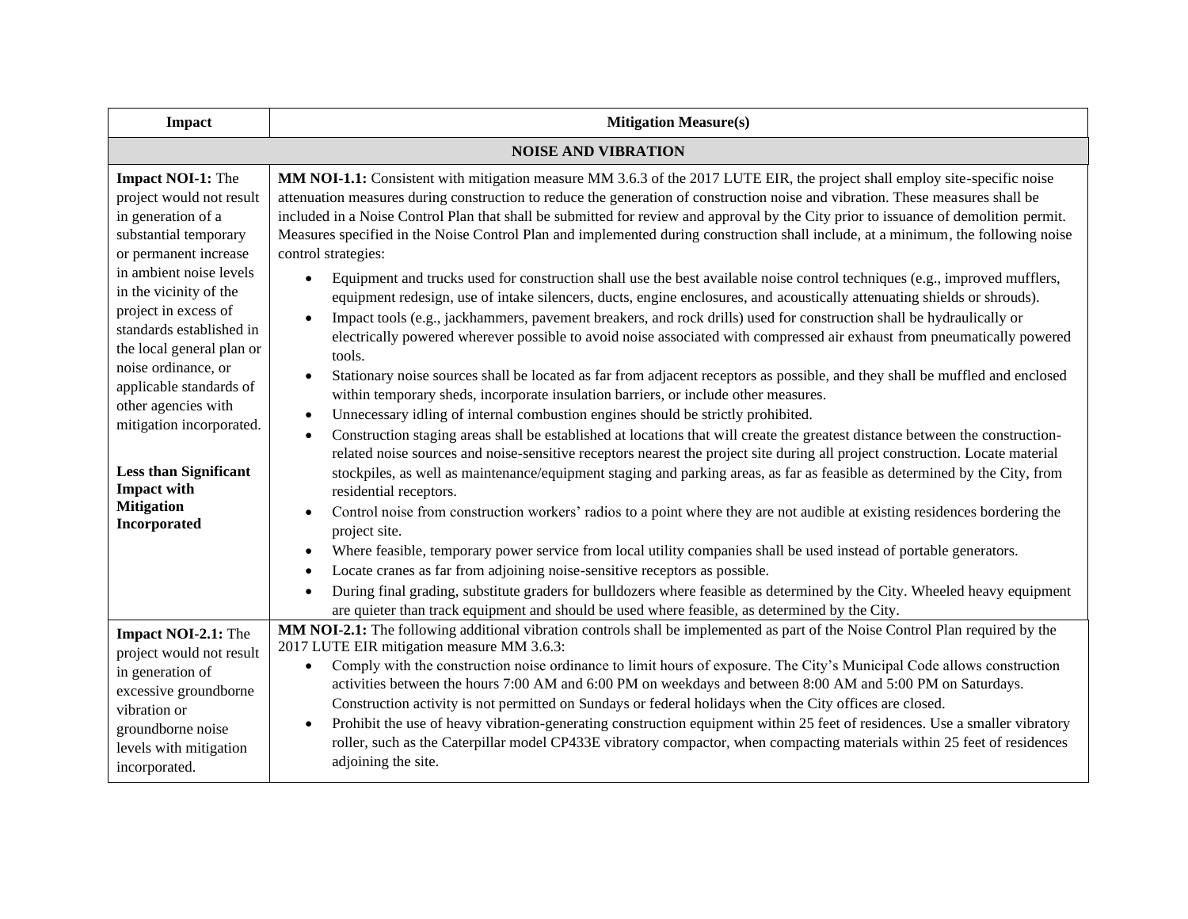| Impact | Mitigation Measure(s) |
|---|---|
| **NOISE AND VIBRATION** | |
| **Impact NOI-1:** The project would not result in generation of a substantial temporary or permanent increase in ambient noise levels in the vicinity of the project in excess of standards established in the local general plan or noise ordinance, or applicable standards of other agencies with mitigation incorporated.<br><br>**Less than Significant Impact with Mitigation Incorporated** | **MM NOI-1.1:** Consistent with mitigation measure MM 3.6.3 of the 2017 LUTE EIR, the project shall employ site-specific noise attenuation measures during construction to reduce the generation of construction noise and vibration. These measures shall be included in a Noise Control Plan that shall be submitted for review and approval by the City prior to issuance of demolition permit. Measures specified in the Noise Control Plan and implemented during construction shall include, at a minimum, the following noise control strategies:<br>• Equipment and trucks used for construction shall use the best available noise control techniques (e.g., improved mufflers, equipment redesign, use of intake silencers, ducts, engine enclosures, and acoustically attenuating shields or shrouds).<br>• Impact tools (e.g., jackhammers, pavement breakers, and rock drills) used for construction shall be hydraulically or electrically powered wherever possible to avoid noise associated with compressed air exhaust from pneumatically powered tools.<br>• Stationary noise sources shall be located as far from adjacent receptors as possible, and they shall be muffled and enclosed within temporary sheds, incorporate insulation barriers, or include other measures.<br>• Unnecessary idling of internal combustion engines should be strictly prohibited.<br>• Construction staging areas shall be established at locations that will create the greatest distance between the construction-related noise sources and noise-sensitive receptors nearest the project site during all project construction. Locate material stockpiles, as well as maintenance/equipment staging and parking areas, as far as feasible as determined by the City, from residential receptors.<br>• Control noise from construction workers' radios to a point where they are not audible at existing residences bordering the project site.<br>• Where feasible, temporary power service from local utility companies shall be used instead of portable generators.<br>• Locate cranes as far from adjoining noise-sensitive receptors as possible.<br>• During final grading, substitute graders for bulldozers where feasible as determined by the City. Wheeled heavy equipment are quieter than track equipment and should be used where feasible, as determined by the City. |
| **Impact NOI-2.1:** The project would not result in generation of excessive groundborne vibration or groundborne noise levels with mitigation incorporated. | **MM NOI-2.1:** The following additional vibration controls shall be implemented as part of the Noise Control Plan required by the 2017 LUTE EIR mitigation measure MM 3.6.3:<br>• Comply with the construction noise ordinance to limit hours of exposure. The City's Municipal Code allows construction activities between the hours 7:00 AM and 6:00 PM on weekdays and between 8:00 AM and 5:00 PM on Saturdays. Construction activity is not permitted on Sundays or federal holidays when the City offices are closed.<br>• Prohibit the use of heavy vibration-generating construction equipment within 25 feet of residences. Use a smaller vibratory roller, such as the Caterpillar model CP433E vibratory compactor, when compacting materials within 25 feet of residences adjoining the site. |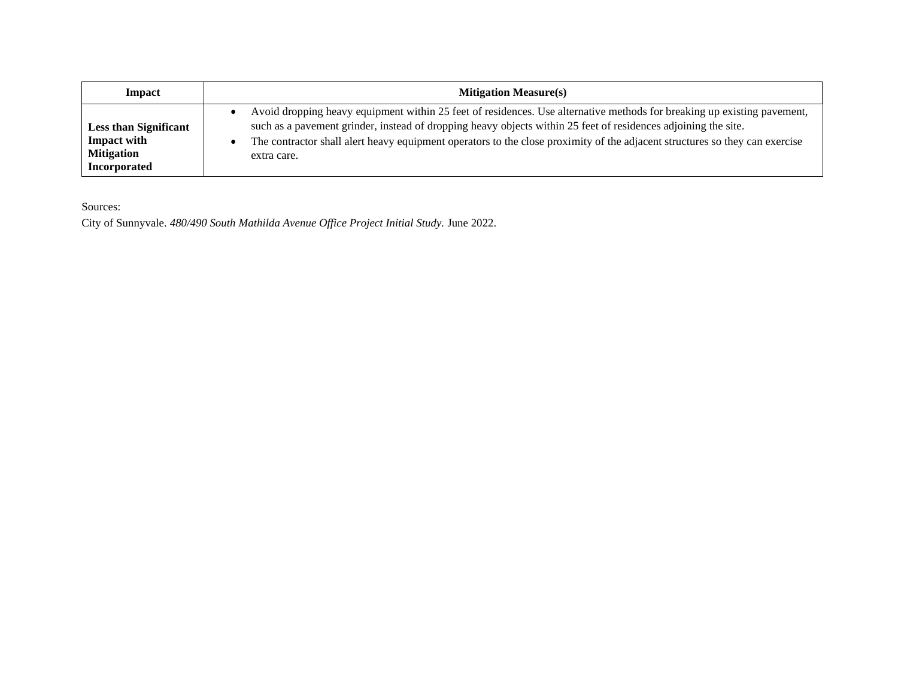| Impact | Mitigation Measure(s) |
|---|---|
| **Less than Significant Impact with Mitigation Incorporated** | • Avoid dropping heavy equipment within 25 feet of residences. Use alternative methods for breaking up existing pavement, such as a pavement grinder, instead of dropping heavy objects within 25 feet of residences adjoining the site.<br>• The contractor shall alert heavy equipment operators to the close proximity of the adjacent structures so they can exercise extra care. |

Sources:

City of Sunnyvale. *480/490 South Mathilda Avenue Office Project Initial Study.* June 2022.